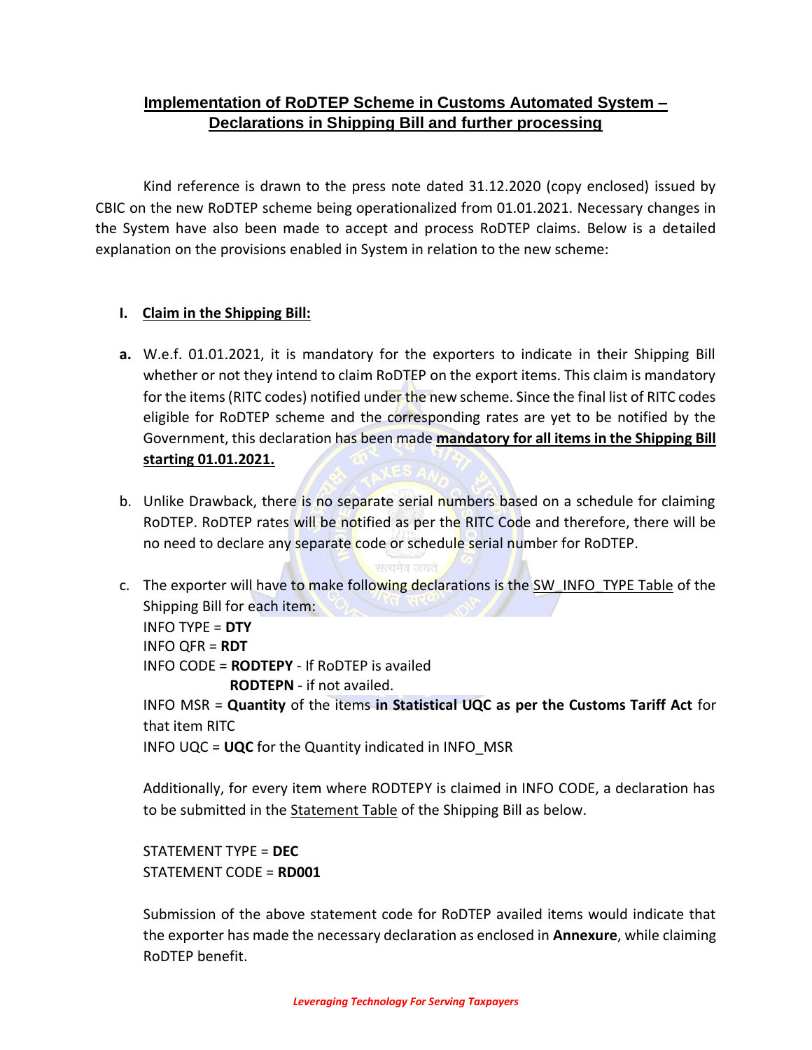# Implementation of RoDTEP Scheme in Customs Automated System – Declarations in Shipping Bill and further processing

Kind reference is drawn to the press note dated 31.12.2020 (copy enclosed) issued by CBIC on the new RoDTEP scheme being operationalized from 01.01.2021. Necessary changes in the System have also been made to accept and process RoDTEP claims. Below is a detailed explanation on the provisions enabled in System in relation to the new scheme:

## I. Claim in the Shipping Bill:

**a.** W.e.f. 01.01.2021, it is mandatory for the exporters to indicate in their Shipping Bill whether or not they intend to claim RoDTEP on the export items. This claim is mandatory for the items (RITC codes) notified under the new scheme. Since the final list of RITC codes eligible for RoDTEP scheme and the corresponding rates are yet to be notified by the Government, this declaration has been made **mandatory for all items in the Shipping Bill starting 01.01.2021.**

b. Unlike Drawback, there is no separate serial numbers based on a schedule for claiming RoDTEP. RoDTEP rates will be notified as per the RITC Code and therefore, there will be no need to declare any separate code or schedule serial number for RoDTEP.

c. The exporter will have to make following declarations is the SW_INFO_TYPE Table of the Shipping Bill for each item:

INFO TYPE = **DTY**
INFO QFR = **RDT**
INFO CODE = **RODTEPY** - If RoDTEP is availed
**RODTEPN** - if not availed.
INFO MSR = **Quantity** of the items **in Statistical UQC as per the Customs Tariff Act** for that item RITC
INFO UQC = **UQC** for the Quantity indicated in INFO_MSR

Additionally, for every item where RODTEPY is claimed in INFO CODE, a declaration has to be submitted in the Statement Table of the Shipping Bill as below.

STATEMENT TYPE = **DEC**
STATEMENT CODE = **RD001**

Submission of the above statement code for RoDTEP availed items would indicate that the exporter has made the necessary declaration as enclosed in **Annexure**, while claiming RoDTEP benefit.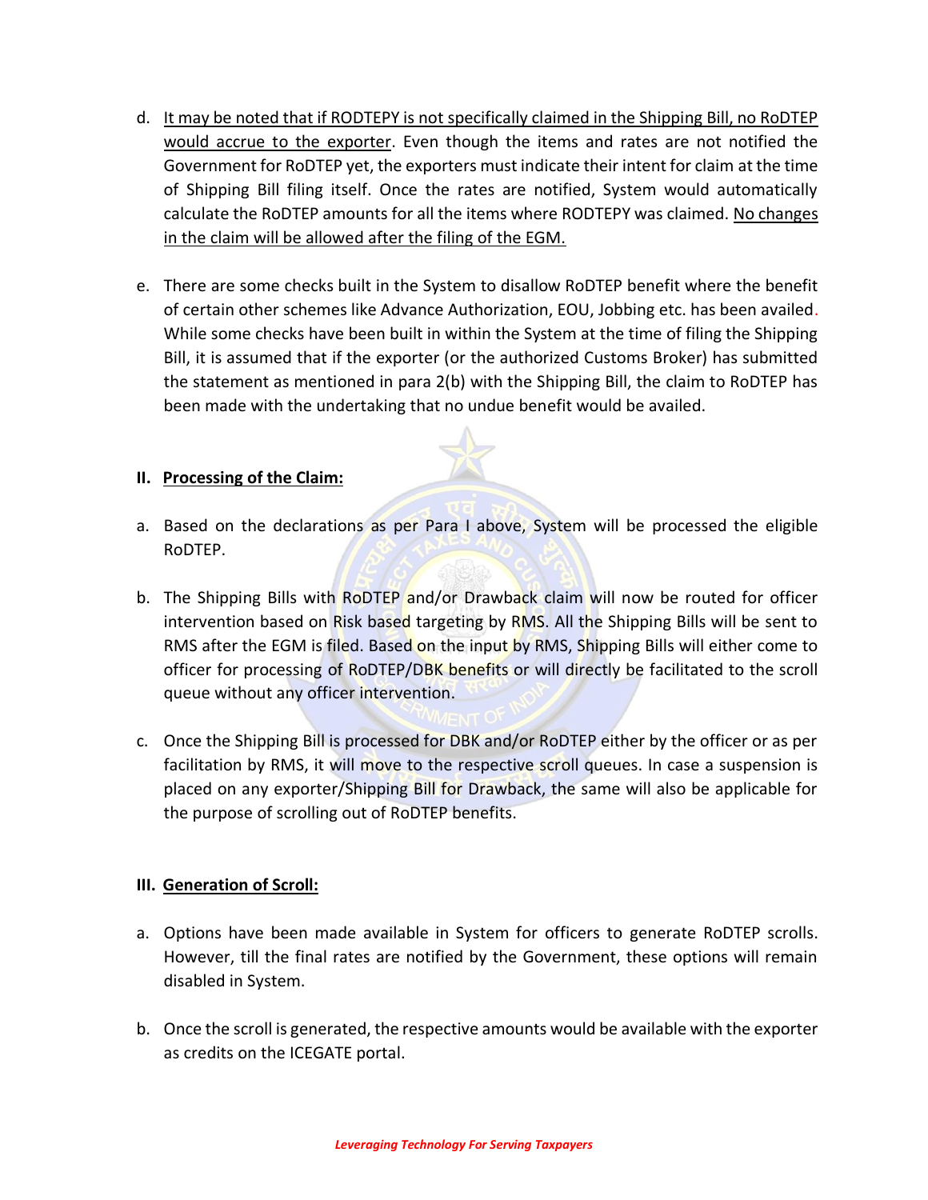d. It may be noted that if RODTEPY is not specifically claimed in the Shipping Bill, no RoDTEP would accrue to the exporter. Even though the items and rates are not notified the Government for RoDTEP yet, the exporters must indicate their intent for claim at the time of Shipping Bill filing itself. Once the rates are notified, System would automatically calculate the RoDTEP amounts for all the items where RODTEPY was claimed. No changes in the claim will be allowed after the filing of the EGM.

e. There are some checks built in the System to disallow RoDTEP benefit where the benefit of certain other schemes like Advance Authorization, EOU, Jobbing etc. has been availed. While some checks have been built in within the System at the time of filing the Shipping Bill, it is assumed that if the exporter (or the authorized Customs Broker) has submitted the statement as mentioned in para 2(b) with the Shipping Bill, the claim to RoDTEP has been made with the undertaking that no undue benefit would be availed.

## II. Processing of the Claim:

a. Based on the declarations as per Para I above, System will be processed the eligible RoDTEP.

b. The Shipping Bills with RoDTEP and/or Drawback claim will now be routed for officer intervention based on Risk based targeting by RMS. All the Shipping Bills will be sent to RMS after the EGM is filed. Based on the input by RMS, Shipping Bills will either come to officer for processing of RoDTEP/DBK benefits or will directly be facilitated to the scroll queue without any officer intervention.

c. Once the Shipping Bill is processed for DBK and/or RoDTEP either by the officer or as per facilitation by RMS, it will move to the respective scroll queues. In case a suspension is placed on any exporter/Shipping Bill for Drawback, the same will also be applicable for the purpose of scrolling out of RoDTEP benefits.

## III. Generation of Scroll:

a. Options have been made available in System for officers to generate RoDTEP scrolls. However, till the final rates are notified by the Government, these options will remain disabled in System.

b. Once the scroll is generated, the respective amounts would be available with the exporter as credits on the ICEGATE portal.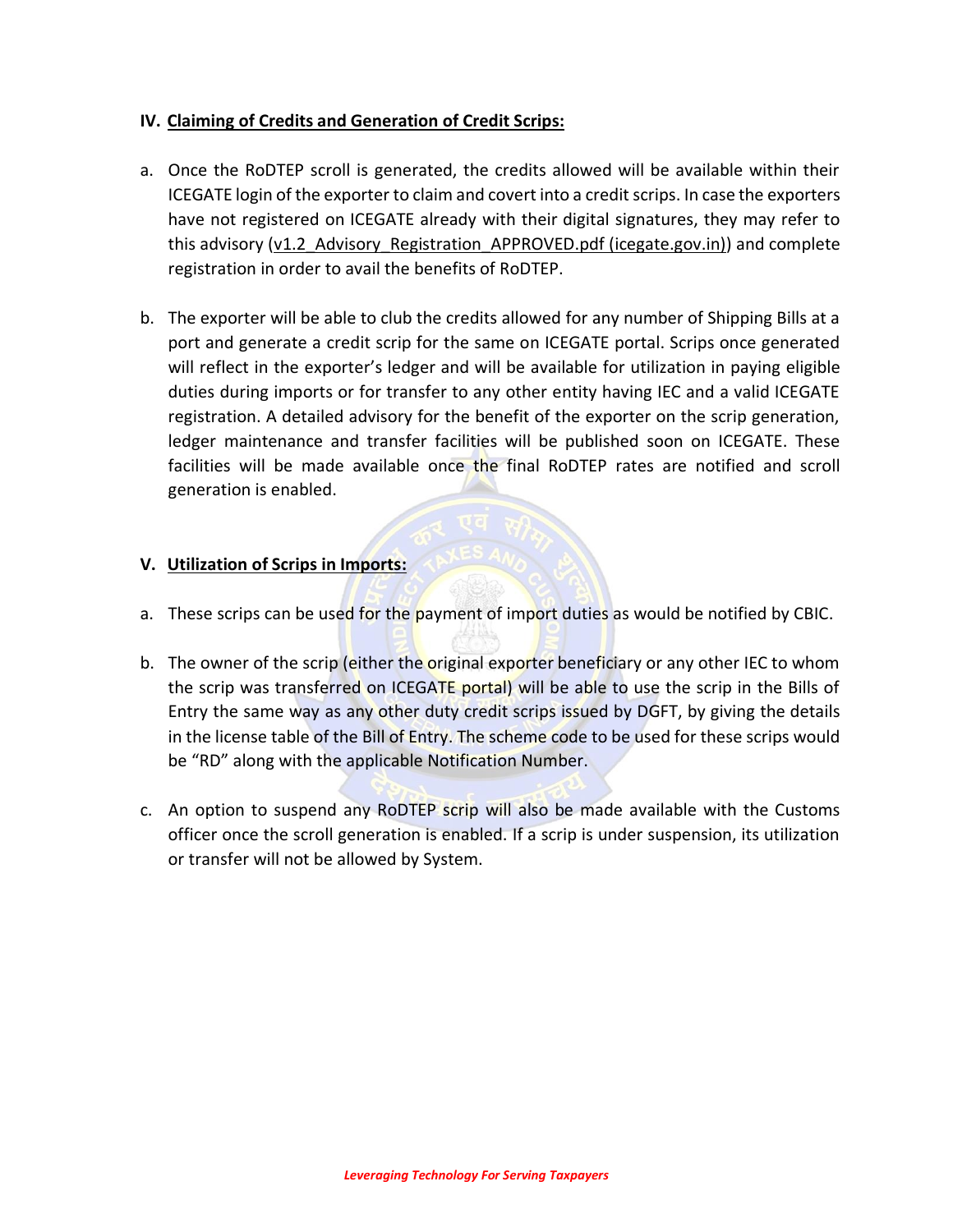## IV. Claiming of Credits and Generation of Credit Scrips:

a. Once the RoDTEP scroll is generated, the credits allowed will be available within their ICEGATE login of the exporter to claim and covert into a credit scrips. In case the exporters have not registered on ICEGATE already with their digital signatures, they may refer to this advisory (v1.2_Advisory_Registration_APPROVED.pdf (icegate.gov.in)) and complete registration in order to avail the benefits of RoDTEP.

b. The exporter will be able to club the credits allowed for any number of Shipping Bills at a port and generate a credit scrip for the same on ICEGATE portal. Scrips once generated will reflect in the exporter's ledger and will be available for utilization in paying eligible duties during imports or for transfer to any other entity having IEC and a valid ICEGATE registration. A detailed advisory for the benefit of the exporter on the scrip generation, ledger maintenance and transfer facilities will be published soon on ICEGATE. These facilities will be made available once the final RoDTEP rates are notified and scroll generation is enabled.

## V. Utilization of Scrips in Imports:

a. These scrips can be used for the payment of import duties as would be notified by CBIC.

b. The owner of the scrip (either the original exporter beneficiary or any other IEC to whom the scrip was transferred on ICEGATE portal) will be able to use the scrip in the Bills of Entry the same way as any other duty credit scrips issued by DGFT, by giving the details in the license table of the Bill of Entry. The scheme code to be used for these scrips would be "RD" along with the applicable Notification Number.

c. An option to suspend any RoDTEP scrip will also be made available with the Customs officer once the scroll generation is enabled. If a scrip is under suspension, its utilization or transfer will not be allowed by System.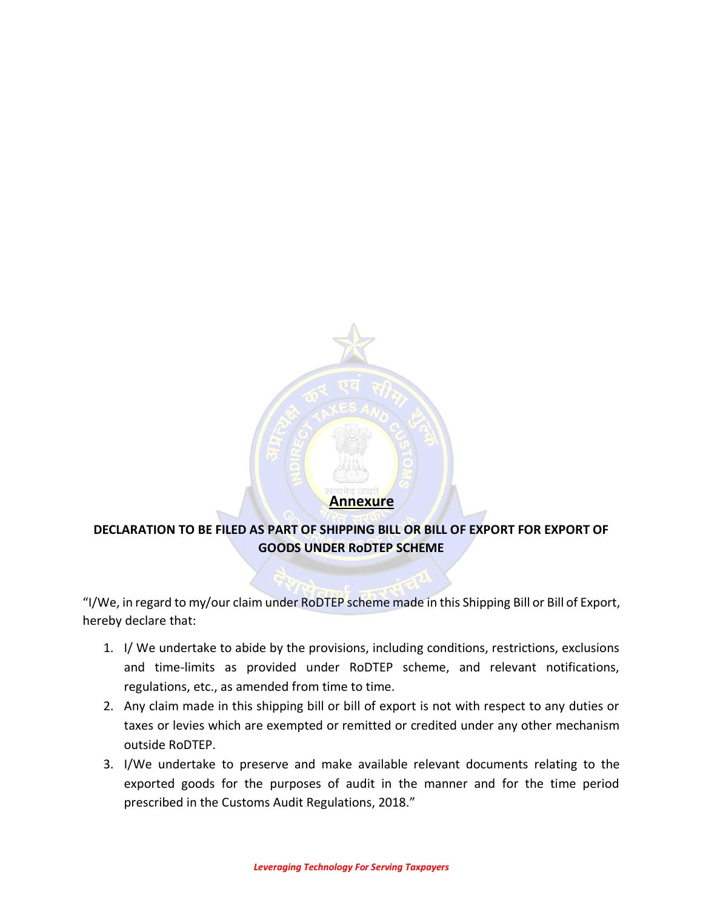## Annexure

**DECLARATION TO BE FILED AS PART OF SHIPPING BILL OR BILL OF EXPORT FOR EXPORT OF GOODS UNDER RoDTEP SCHEME**

"I/We, in regard to my/our claim under RoDTEP scheme made in this Shipping Bill or Bill of Export, hereby declare that:

1. I/ We undertake to abide by the provisions, including conditions, restrictions, exclusions and time-limits as provided under RoDTEP scheme, and relevant notifications, regulations, etc., as amended from time to time.
2. Any claim made in this shipping bill or bill of export is not with respect to any duties or taxes or levies which are exempted or remitted or credited under any other mechanism outside RoDTEP.
3. I/We undertake to preserve and make available relevant documents relating to the exported goods for the purposes of audit in the manner and for the time period prescribed in the Customs Audit Regulations, 2018."